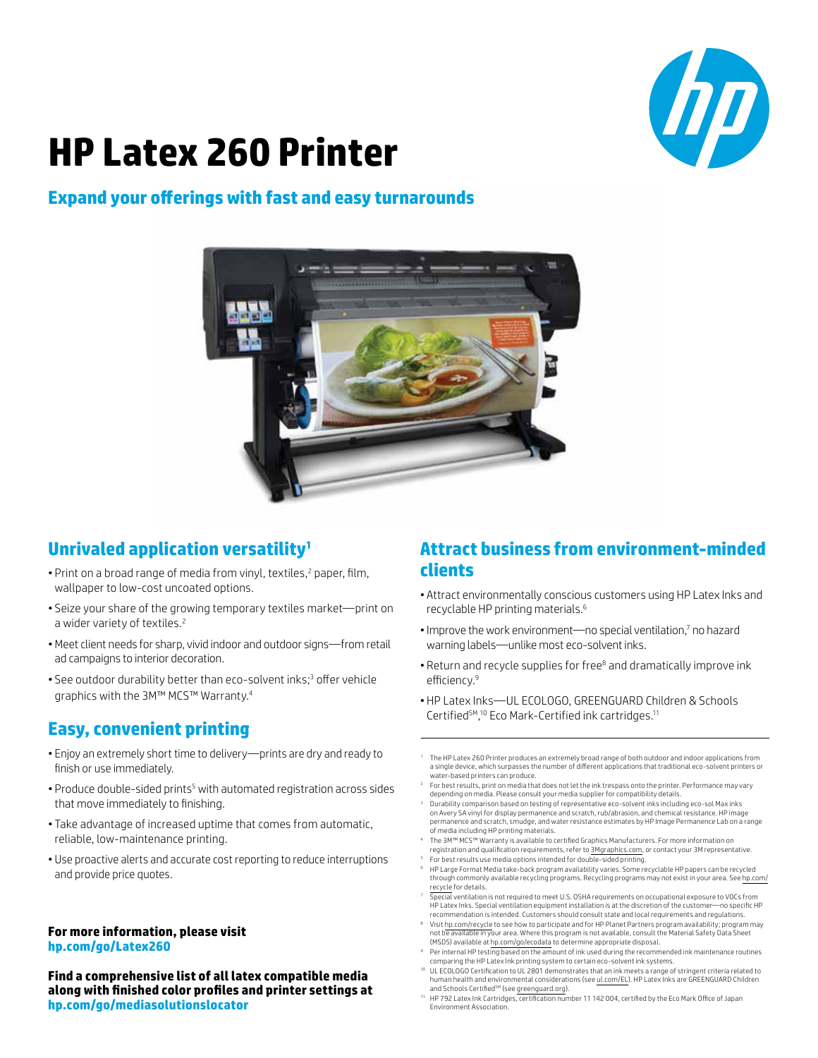# HP Latex 260 Printer

## Expand your offerings with fast and easy turnarounds

## Unrivaled application versatility[1]

- Print on a broad range of media from vinyl, textiles,[2] paper, film, wallpaper to low-cost uncoated options.
- Seize your share of the growing temporary textiles market—print on a wider variety of textiles.[2]
- Meet client needs for sharp, vivid indoor and outdoor signs—from retail ad campaigns to interior decoration.
- See outdoor durability better than eco-solvent inks;[3] offer vehicle graphics with the 3M™ MCS™ Warranty.[4]

## Easy, convenient printing

- Enjoy an extremely short time to delivery—prints are dry and ready to finish or use immediately.
- Produce double-sided prints[5] with automated registration across sides that move immediately to finishing.
- Take advantage of increased uptime that comes from automatic, reliable, low-maintenance printing.
- Use proactive alerts and accurate cost reporting to reduce interruptions and provide price quotes.

**For more information, please visit**
**hp.com/go/Latex260**

**Find a comprehensive list of all latex compatible media along with finished color profiles and printer settings at**
**hp.com/go/mediasolutionslocator**

## Attract business from environment-minded clients

- Attract environmentally conscious customers using HP Latex Inks and recyclable HP printing materials.[6]
- Improve the work environment—no special ventilation,[7] no hazard warning labels—unlike most eco-solvent inks.
- Return and recycle supplies for free[8] and dramatically improve ink efficiency.[9]
- HP Latex Inks—UL ECOLOGO, GREENGUARD Children & Schools Certified℠,[10] Eco Mark-Certified ink cartridges.[11]

---

1. The HP Latex 260 Printer produces an extremely broad range of both outdoor and indoor applications from a single device, which surpasses the number of different applications that traditional eco-solvent printers or water-based printers can produce.
2. For best results, print on media that does not let the ink trespass onto the printer. Performance may vary depending on media. Please consult your media supplier for compatibility details.
3. Durability comparison based on testing of representative eco-solvent inks including eco-sol Max inks on Avery SA vinyl for display permanence and scratch, rub/abrasion, and chemical resistance. HP image permanence and scratch, smudge, and water resistance estimates by HP Image Permanence Lab on a range of media including HP printing materials.
4. The 3M™ MCS™ Warranty is available to certified Graphics Manufacturers. For more information on registration and qualification requirements, refer to 3Mgraphics.com, or contact your 3M representative.
5. For best results use media options intended for double-sided printing.
6. HP Large Format Media take-back program availability varies. Some recyclable HP papers can be recycled through commonly available recycling programs. Recycling programs may not exist in your area. See hp.com/recycle for details.
7. Special ventilation is not required to meet U.S. OSHA requirements on occupational exposure to VOCs from HP Latex Inks. Special ventilation equipment installation is at the discretion of the customer—no specific HP recommendation is intended. Customers should consult state and local requirements and regulations.
8. Visit hp.com/recycle to see how to participate and for HP Planet Partners program availability; program may not be available in your area. Where this program is not available, consult the Material Safety Data Sheet (MSDS) available at hp.com/go/ecodata to determine appropriate disposal.
9. Per internal HP testing based on the amount of ink used during the recommended ink maintenance routines comparing the HP Latex Ink printing system to certain eco-solvent ink systems.
10. UL ECOLOGO Certification to UL 2801 demonstrates that an ink meets a range of stringent criteria related to human health and environmental considerations (see ul.com/EL). HP Latex Inks are GREENGUARD Children and Schools Certified℠ (see greenguard.org).
11. HP 792 Latex Ink Cartridges, certification number 11 142 004, certified by the Eco Mark Office of Japan Environment Association.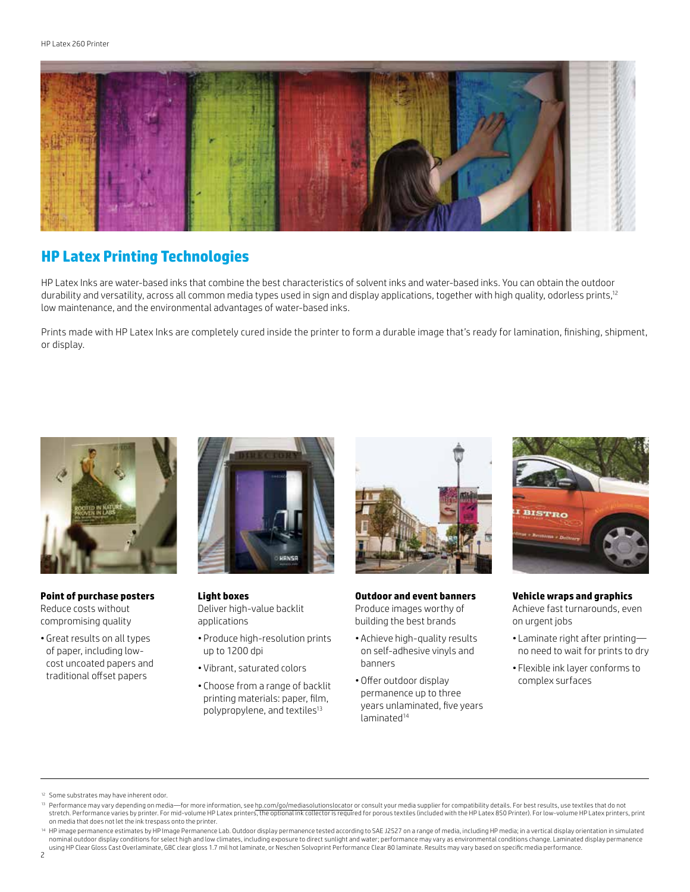## HP Latex Printing Technologies

HP Latex Inks are water-based inks that combine the best characteristics of solvent inks and water-based inks. You can obtain the outdoor durability and versatility, across all common media types used in sign and display applications, together with high quality, odorless prints,[12] low maintenance, and the environmental advantages of water-based inks.

Prints made with HP Latex Inks are completely cured inside the printer to form a durable image that's ready for lamination, finishing, shipment, or display.

**Point of purchase posters**
Reduce costs without compromising quality

- Great results on all types of paper, including low-cost uncoated papers and traditional offset papers

**Light boxes**
Deliver high-value backlit applications

- Produce high-resolution prints up to 1200 dpi
- Vibrant, saturated colors
- Choose from a range of backlit printing materials: paper, film, polypropylene, and textiles[13]

**Outdoor and event banners**
Produce images worthy of building the best brands

- Achieve high-quality results on self-adhesive vinyls and banners
- Offer outdoor display permanence up to three years unlaminated, five years laminated[14]

**Vehicle wraps and graphics**
Achieve fast turnarounds, even on urgent jobs

- Laminate right after printing—no need to wait for prints to dry
- Flexible ink layer conforms to complex surfaces

---

[12] Some substrates may have inherent odor.

[13] Performance may vary depending on media—for more information, see hp.com/go/mediasolutionslocator or consult your media supplier for compatibility details. For best results, use textiles that do not stretch. Performance varies by printer. For mid-volume HP Latex printers, the optional ink collector is required for porous textiles (included with the HP Latex 850 Printer). For low-volume HP Latex printers, print on media that does not let the ink trespass onto the printer.

[14] HP image permanence estimates by HP Image Permanence Lab. Outdoor display permanence tested according to SAE J2527 on a range of media, including HP media; in a vertical display orientation in simulated nominal outdoor display conditions for select high and low climates, including exposure to direct sunlight and water; performance may vary as environmental conditions change. Laminated display permanence using HP Clear Gloss Cast Overlaminate, GBC clear gloss 1.7 mil hot laminate, or Neschen Solvoprint Performance Clear 80 laminate. Results may vary based on specific media performance.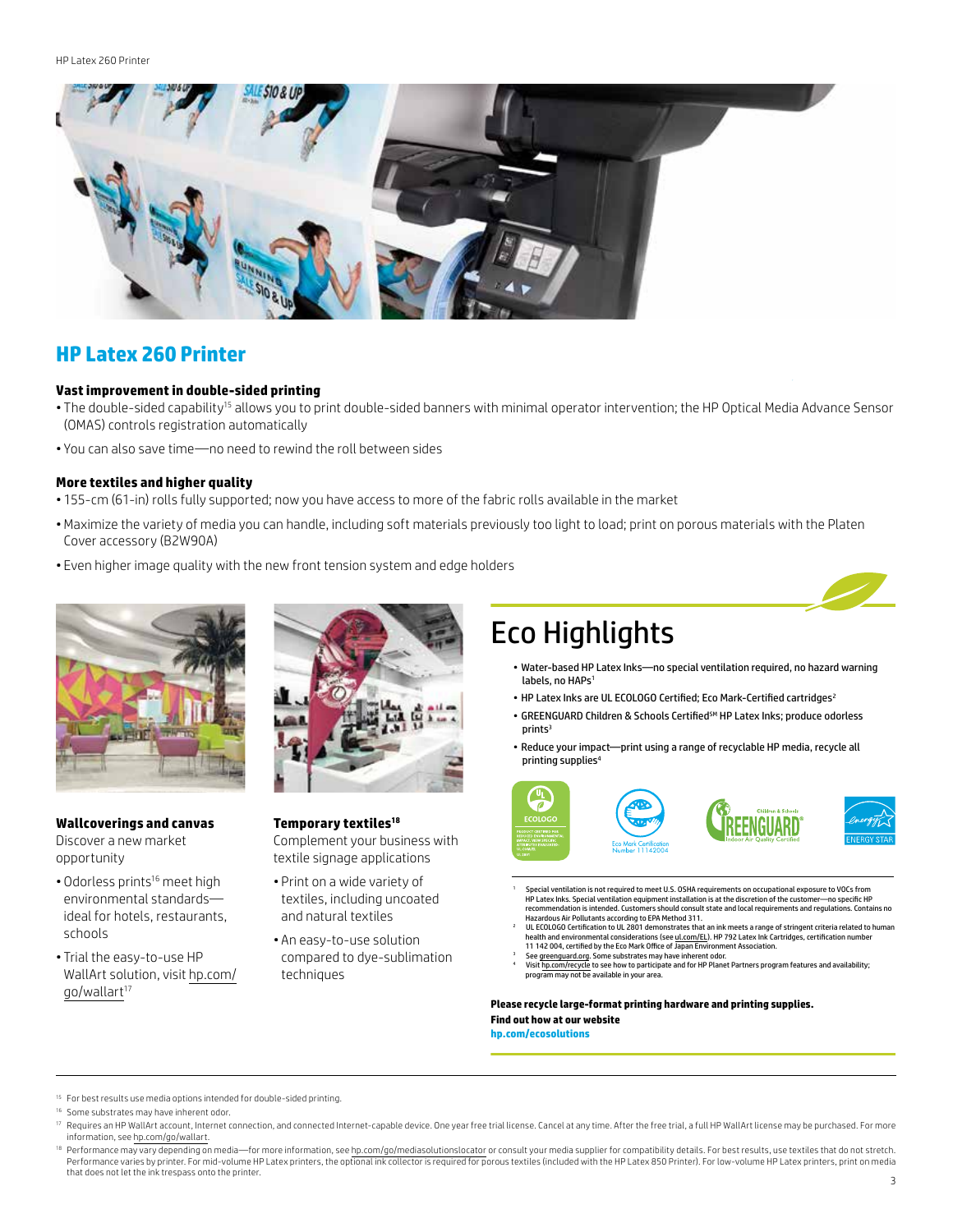## HP Latex 260 Printer

### Vast improvement in double-sided printing

- The double-sided capability[15] allows you to print double-sided banners with minimal operator intervention; the HP Optical Media Advance Sensor (OMAS) controls registration automatically
- You can also save time—no need to rewind the roll between sides

### More textiles and higher quality

- 155-cm (61-in) rolls fully supported; now you have access to more of the fabric rolls available in the market
- Maximize the variety of media you can handle, including soft materials previously too light to load; print on porous materials with the Platen Cover accessory (B2W90A)
- Even higher image quality with the new front tension system and edge holders

**Wallcoverings and canvas**

Discover a new market opportunity

- Odorless prints[16] meet high environmental standards—ideal for hotels, restaurants, schools
- Trial the easy-to-use HP WallArt solution, visit hp.com/go/wallart[17]

**Temporary textiles[18]**

Complement your business with textile signage applications

- Print on a wide variety of textiles, including uncoated and natural textiles
- An easy-to-use solution compared to dye-sublimation techniques

## Eco Highlights

- Water-based HP Latex Inks—no special ventilation required, no hazard warning labels, no HAPs[1]
- HP Latex Inks are UL ECOLOGO Certified; Eco Mark-Certified cartridges[2]
- GREENGUARD Children & Schools Certified℠ HP Latex Inks; produce odorless prints[3]
- Reduce your impact—print using a range of recyclable HP media, recycle all printing supplies[4]

[1] Special ventilation is not required to meet U.S. OSHA requirements on occupational exposure to VOCs from HP Latex Inks. Special ventilation equipment installation is at the discretion of the customer—no specific HP recommendation is intended. Customers should consult state and local requirements and regulations. Contains no Hazardous Air Pollutants according to EPA Method 311.

[2] UL ECOLOGO Certification to UL 2801 demonstrates that an ink meets a range of stringent criteria related to human health and environmental considerations (see ul.com/EL). HP 792 Latex Ink Cartridges, certification number 11 142 004, certified by the Eco Mark Office of Japan Environment Association.

[3] See greenguard.org. Some substrates may have inherent odor.

[4] Visit hp.com/recycle to see how to participate and for HP Planet Partners program features and availability; program may not be available in your area.

**Please recycle large-format printing hardware and printing supplies.**
**Find out how at our website**
**hp.com/ecosolutions**

[15] For best results use media options intended for double-sided printing.

[16] Some substrates may have inherent odor.

[17] Requires an HP WallArt account, Internet connection, and connected Internet-capable device. One year free trial license. Cancel at any time. After the free trial, a full HP WallArt license may be purchased. For more information, see hp.com/go/wallart.

[18] Performance may vary depending on media—for more information, see hp.com/go/mediasolutionslocator or consult your media supplier for compatibility details. For best results, use textiles that do not stretch. Performance varies by printer. For mid-volume HP Latex printers, the optional ink collector is required for porous textiles (included with the HP Latex 850 Printer). For low-volume HP Latex printers, print on media that does not let the ink trespass onto the printer.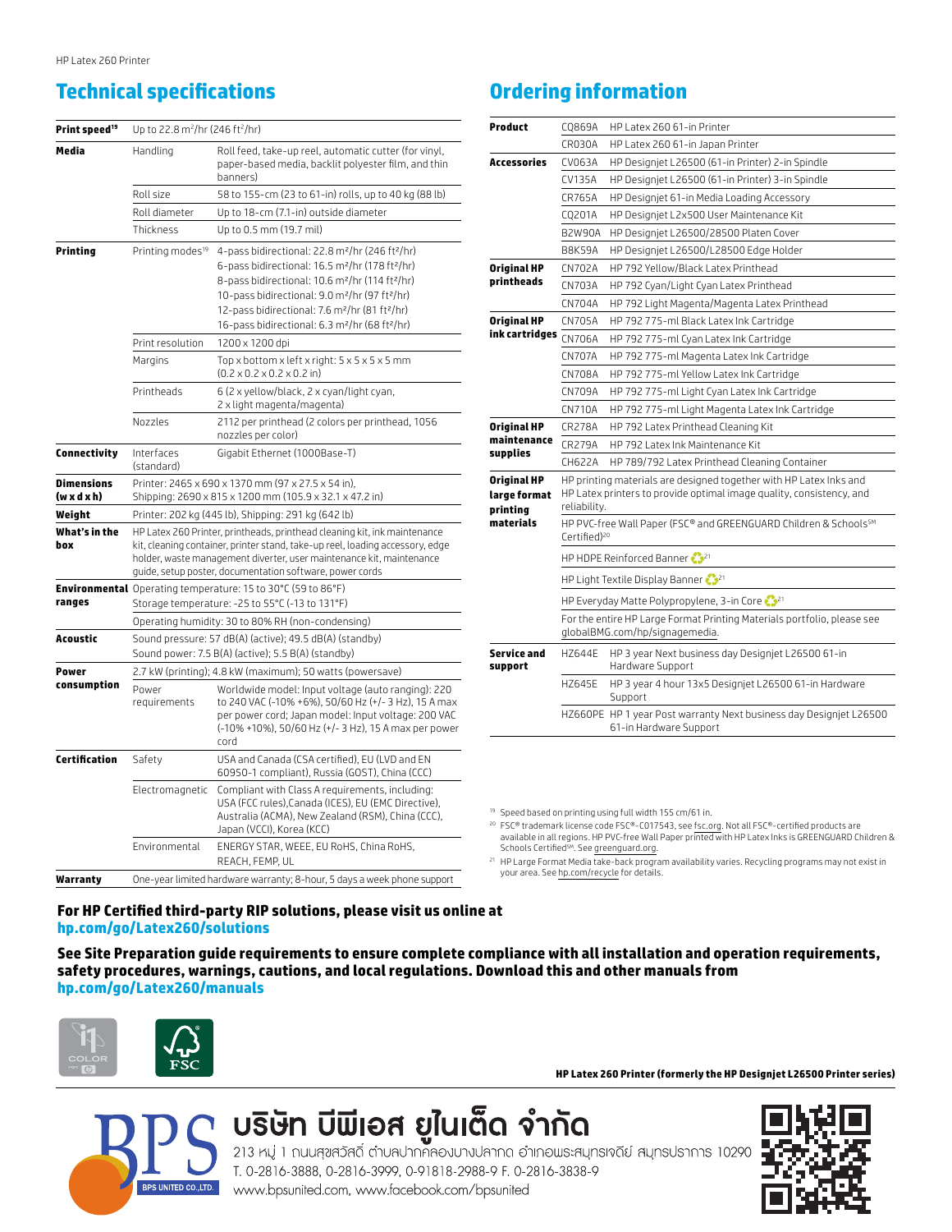## Technical specifications

| | | |
|---|---|---|
| **Print speed**[19] | Up to 22.8 $m^2$/hr (246 $ft^2$/hr) | |
| **Media** | Handling | Roll feed, take-up reel, automatic cutter (for vinyl, paper-based media, backlit polyester film, and thin banners) |
| | Roll size | 58 to 155-cm (23 to 61-in) rolls, up to 40 kg (88 lb) |
| | Roll diameter | Up to 18-cm (7.1-in) outside diameter |
| | Thickness | Up to 0.5 mm (19.7 mil) |
| **Printing** | Printing modes[19] | 4-pass bidirectional: 22.8 m²/hr (246 ft²/hr)<br>6-pass bidirectional: 16.5 m²/hr (178 ft²/hr)<br>8-pass bidirectional: 10.6 m²/hr (114 ft²/hr)<br>10-pass bidirectional: 9.0 m²/hr (97 ft²/hr)<br>12-pass bidirectional: 7.6 m²/hr (81 ft²/hr)<br>16-pass bidirectional: 6.3 m²/hr (68 ft²/hr) |
| | Print resolution | 1200 x 1200 dpi |
| | Margins | Top x bottom x left x right: 5 x 5 x 5 x 5 mm (0.2 x 0.2 x 0.2 x 0.2 in) |
| | Printheads | 6 (2 x yellow/black, 2 x cyan/light cyan, 2 x light magenta/magenta) |
| | Nozzles | 2112 per printhead (2 colors per printhead, 1056 nozzles per color) |
| **Connectivity** | Interfaces (standard) | Gigabit Ethernet (1000Base-T) |
| **Dimensions (w x d x h)** | Printer: 2465 x 690 x 1370 mm (97 x 27.5 x 54 in),<br>Shipping: 2690 x 815 x 1200 mm (105.9 x 32.1 x 47.2 in) | |
| **Weight** | Printer: 202 kg (445 lb), Shipping: 291 kg (642 lb) | |
| **What's in the box** | HP Latex 260 Printer, printheads, printhead cleaning kit, ink maintenance kit, cleaning container, printer stand, take-up reel, loading accessory, edge holder, waste management diverter, user maintenance kit, maintenance guide, setup poster, documentation software, power cords | |
| **Environmental ranges** | Operating temperature: 15 to 30°C (59 to 86°F)<br>Storage temperature: -25 to 55°C (-13 to 131°F) | |
| | Operating humidity: 30 to 80% RH (non-condensing) | |
| **Acoustic** | Sound pressure: 57 dB(A) (active); 49.5 dB(A) (standby)<br>Sound power: 7.5 B(A) (active); 5.5 B(A) (standby) | |
| **Power consumption** | 2.7 kW (printing); 4.8 kW (maximum); 50 watts (powersave) | |
| | Power requirements | Worldwide model: Input voltage (auto ranging): 220 to 240 VAC (-10% +6%), 50/60 Hz (+/- 3 Hz), 15 A max per power cord; Japan model: Input voltage: 200 VAC (-10% +10%), 50/60 Hz (+/- 3 Hz), 15 A max per power cord |
| **Certification** | Safety | USA and Canada (CSA certified), EU (LVD and EN 60950-1 compliant), Russia (GOST), China (CCC) |
| | Electromagnetic | Compliant with Class A requirements, including: USA (FCC rules),Canada (ICES), EU (EMC Directive), Australia (ACMA), New Zealand (RSM), China (CCC), Japan (VCCI), Korea (KCC) |
| | Environmental | ENERGY STAR, WEEE, EU RoHS, China RoHS, REACH, FEMP, UL |
| **Warranty** | One-year limited hardware warranty; 8-hour, 5 days a week phone support | |

## Ordering information

| | | |
|---|---|---|
| **Product** | CQ869A | HP Latex 260 61-in Printer |
| | CR030A | HP Latex 260 61-in Japan Printer |
| **Accessories** | CV063A | HP Designjet L26500 (61-in Printer) 2-in Spindle |
| | CV135A | HP Designjet L26500 (61-in Printer) 3-in Spindle |
| | CR765A | HP Designjet 61-in Media Loading Accessory |
| | CQ201A | HP Designjet L2x500 User Maintenance Kit |
| | B2W90A | HP Designjet L26500/28500 Platen Cover |
| | B8K59A | HP Designjet L26500/L28500 Edge Holder |
| **Original HP printheads** | CN702A | HP 792 Yellow/Black Latex Printhead |
| | CN703A | HP 792 Cyan/Light Cyan Latex Printhead |
| | CN704A | HP 792 Light Magenta/Magenta Latex Printhead |
| **Original HP ink cartridges** | CN705A | HP 792 775-ml Black Latex Ink Cartridge |
| | CN706A | HP 792 775-ml Cyan Latex Ink Cartridge |
| | CN707A | HP 792 775-ml Magenta Latex Ink Cartridge |
| | CN708A | HP 792 775-ml Yellow Latex Ink Cartridge |
| | CN709A | HP 792 775-ml Light Cyan Latex Ink Cartridge |
| | CN710A | HP 792 775-ml Light Magenta Latex Ink Cartridge |
| **Original HP maintenance supplies** | CR278A | HP 792 Latex Printhead Cleaning Kit |
| | CR279A | HP 792 Latex Ink Maintenance Kit |
| | CH622A | HP 789/792 Latex Printhead Cleaning Container |
| **Original HP large format printing materials** | HP printing materials are designed together with HP Latex Inks and HP Latex printers to provide optimal image quality, consistency, and reliability. | |
| | HP PVC-free Wall Paper (FSC® and GREENGUARD Children & Schools℠ Certified)[20] | |
| | HP HDPE Reinforced Banner[21] | |
| | HP Light Textile Display Banner[21] | |
| | HP Everyday Matte Polypropylene, 3-in Core[21] | |
| | For the entire HP Large Format Printing Materials portfolio, please see globalBMG.com/hp/signagemedia. | |
| **Service and support** | HZ644E | HP 3 year Next business day Designjet L26500 61-in Hardware Support |
| | HZ645E | HP 3 year 4 hour 13x5 Designjet L26500 61-in Hardware Support |
| | HZ660PE | HP 1 year Post warranty Next business day Designjet L26500 61-in Hardware Support |

[19] Speed based on printing using full width 155 cm/61 in.

[20] FSC® trademark license code FSC®-C017543, see fsc.org. Not all FSC®-certified products are available in all regions. HP PVC-free Wall Paper printed with HP Latex Inks is GREENGUARD Children & Schools Certified℠. See greenguard.org.

[21] HP Large Format Media take-back program availability varies. Recycling programs may not exist in your area. See hp.com/recycle for details.

**For HP Certified third-party RIP solutions, please visit us online at hp.com/go/Latex260/solutions**

**See Site Preparation guide requirements to ensure complete compliance with all installation and operation requirements, safety procedures, warnings, cautions, and local regulations. Download this and other manuals from hp.com/go/Latex260/manuals**

**HP Latex 260 Printer (formerly the HP Designjet L26500 Printer series)**

BPS UNITED CO.,LTD.

บริษัท บีพีเอส ยูไนเต็ด จำกัด

213 หมู่ 1 ถนนสุขสวัสดิ์ ตำบลปากคลองบางปลากด อำเภอพระสมุทรเจดีย์ สมุทรปราการ 10290

T. 0-2816-3888, 0-2816-3999, 0-91818-2988-9 F. 0-2816-3838-9

www.bpsunited.com, www.facebook.com/bpsunited